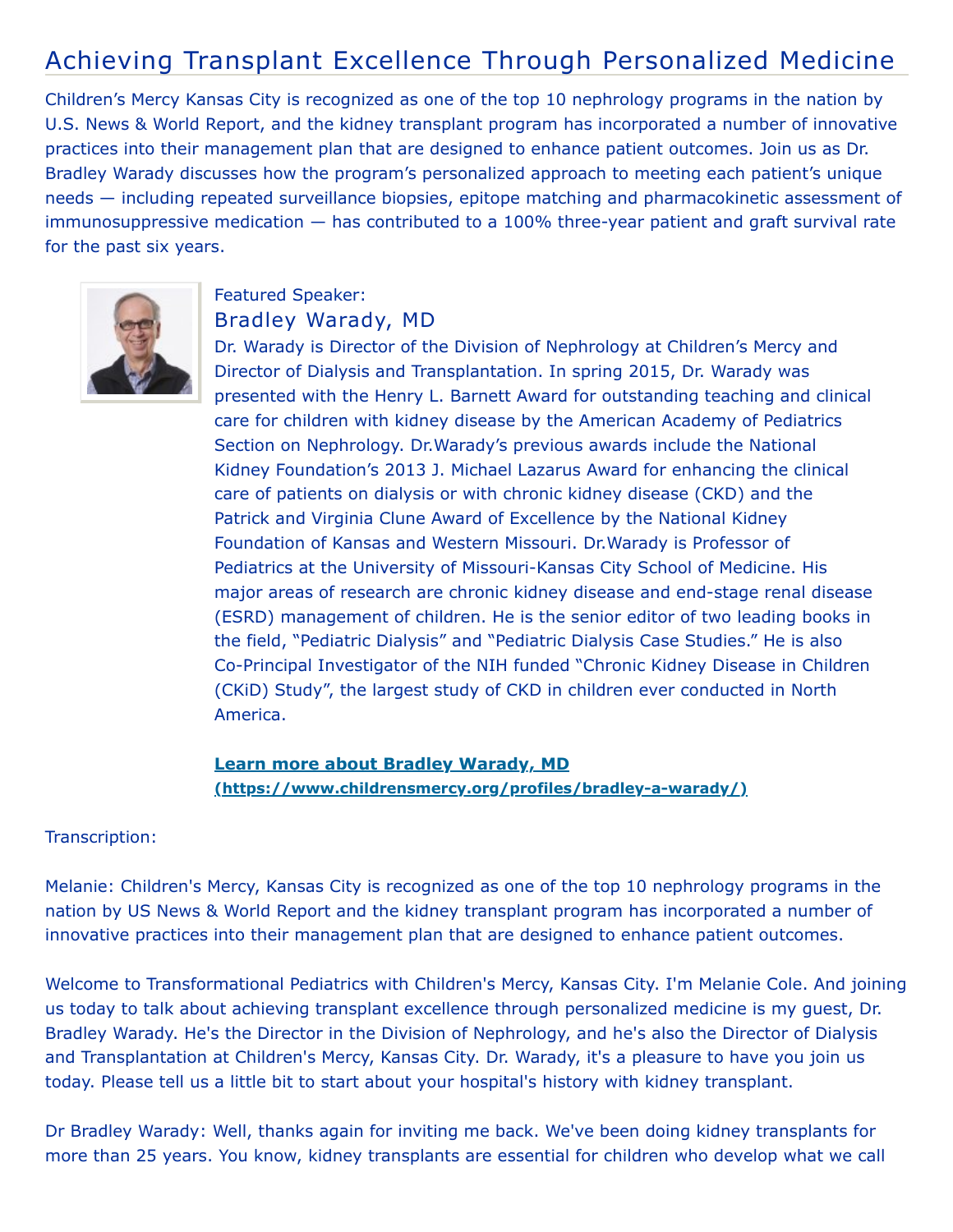# Achieving Transplant Excellence Through Personalized Medicine

Children's Mercy Kansas City is recognized as one of the top 10 nephrology programs in the nation by U.S. News & World Report, and the kidney transplant program has incorporated a number of innovative practices into their management plan that are designed to enhance patient outcomes. Join us as Dr. Bradley Warady discusses how the program's personalized approach to meeting each patient's unique needs — including repeated surveillance biopsies, epitope matching and pharmacokinetic assessment of immunosuppressive medication — has contributed to a 100% three-year patient and graft survival rate for the past six years.

Featured Speaker:

## Bradley Warady, MD

Dr. Warady is Director of the Division of Nephrology at Children's Mercy and Director of Dialysis and Transplantation. In spring 2015, Dr. Warady was presented with the Henry L. Barnett Award for outstanding teaching and clinical care for children with kidney disease by the American Academy of Pediatrics Section on Nephrology. Dr.Warady's previous awards include the National Kidney Foundation's 2013 J. Michael Lazarus Award for enhancing the clinical care of patients on dialysis or with chronic kidney disease (CKD) and the Patrick and Virginia Clune Award of Excellence by the National Kidney Foundation of Kansas and Western Missouri. Dr.Warady is Professor of Pediatrics at the University of Missouri-Kansas City School of Medicine. His major areas of research are chronic kidney disease and end-stage renal disease (ESRD) management of children. He is the senior editor of two leading books in the field, "Pediatric Dialysis" and "Pediatric Dialysis Case Studies." He is also Co-Principal Investigator of the NIH funded "Chronic Kidney Disease in Children (CKiD) Study", the largest study of CKD in children ever conducted in North America.

**Learn more about Bradley Warady, MD (https://www.childrensmercy.org/profiles/bradley-a-warady/)**

Transcription:

Melanie: Children's Mercy, Kansas City is recognized as one of the top 10 nephrology programs in the nation by US News & World Report and the kidney transplant program has incorporated a number of innovative practices into their management plan that are designed to enhance patient outcomes.

Welcome to Transformational Pediatrics with Children's Mercy, Kansas City. I'm Melanie Cole. And joining us today to talk about achieving transplant excellence through personalized medicine is my guest, Dr. Bradley Warady. He's the Director in the Division of Nephrology, and he's also the Director of Dialysis and Transplantation at Children's Mercy, Kansas City. Dr. Warady, it's a pleasure to have you join us today. Please tell us a little bit to start about your hospital's history with kidney transplant.

Dr Bradley Warady: Well, thanks again for inviting me back. We've been doing kidney transplants for more than 25 years. You know, kidney transplants are essential for children who develop what we call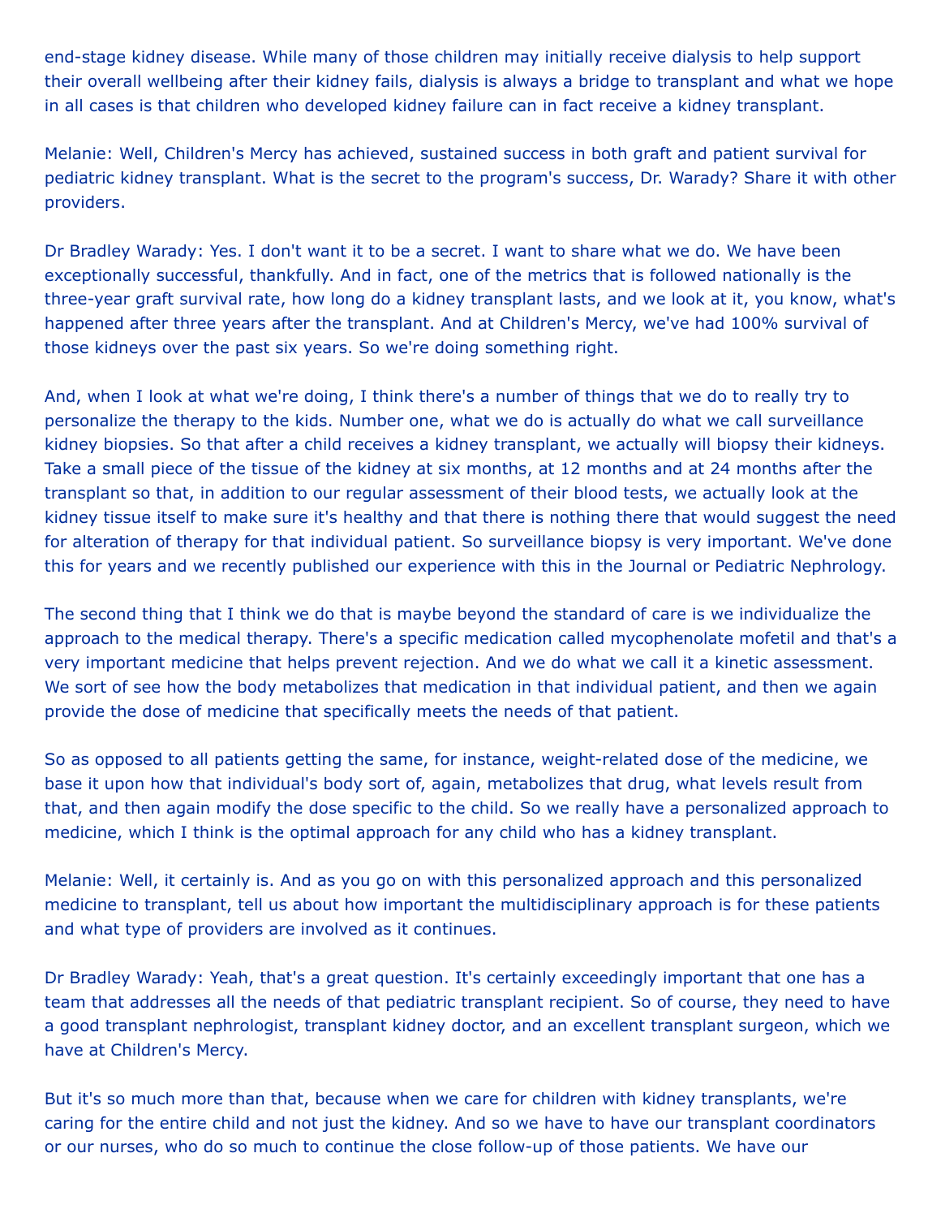end-stage kidney disease. While many of those children may initially receive dialysis to help support their overall wellbeing after their kidney fails, dialysis is always a bridge to transplant and what we hope in all cases is that children who developed kidney failure can in fact receive a kidney transplant.

Melanie: Well, Children's Mercy has achieved, sustained success in both graft and patient survival for pediatric kidney transplant. What is the secret to the program's success, Dr. Warady? Share it with other providers.

Dr Bradley Warady: Yes. I don't want it to be a secret. I want to share what we do. We have been exceptionally successful, thankfully. And in fact, one of the metrics that is followed nationally is the three-year graft survival rate, how long do a kidney transplant lasts, and we look at it, you know, what's happened after three years after the transplant. And at Children's Mercy, we've had 100% survival of those kidneys over the past six years. So we're doing something right.

And, when I look at what we're doing, I think there's a number of things that we do to really try to personalize the therapy to the kids. Number one, what we do is actually do what we call surveillance kidney biopsies. So that after a child receives a kidney transplant, we actually will biopsy their kidneys. Take a small piece of the tissue of the kidney at six months, at 12 months and at 24 months after the transplant so that, in addition to our regular assessment of their blood tests, we actually look at the kidney tissue itself to make sure it's healthy and that there is nothing there that would suggest the need for alteration of therapy for that individual patient. So surveillance biopsy is very important. We've done this for years and we recently published our experience with this in the Journal or Pediatric Nephrology.

The second thing that I think we do that is maybe beyond the standard of care is we individualize the approach to the medical therapy. There's a specific medication called mycophenolate mofetil and that's a very important medicine that helps prevent rejection. And we do what we call it a kinetic assessment. We sort of see how the body metabolizes that medication in that individual patient, and then we again provide the dose of medicine that specifically meets the needs of that patient.

So as opposed to all patients getting the same, for instance, weight-related dose of the medicine, we base it upon how that individual's body sort of, again, metabolizes that drug, what levels result from that, and then again modify the dose specific to the child. So we really have a personalized approach to medicine, which I think is the optimal approach for any child who has a kidney transplant.

Melanie: Well, it certainly is. And as you go on with this personalized approach and this personalized medicine to transplant, tell us about how important the multidisciplinary approach is for these patients and what type of providers are involved as it continues.

Dr Bradley Warady: Yeah, that's a great question. It's certainly exceedingly important that one has a team that addresses all the needs of that pediatric transplant recipient. So of course, they need to have a good transplant nephrologist, transplant kidney doctor, and an excellent transplant surgeon, which we have at Children's Mercy.

But it's so much more than that, because when we care for children with kidney transplants, we're caring for the entire child and not just the kidney. And so we have to have our transplant coordinators or our nurses, who do so much to continue the close follow-up of those patients. We have our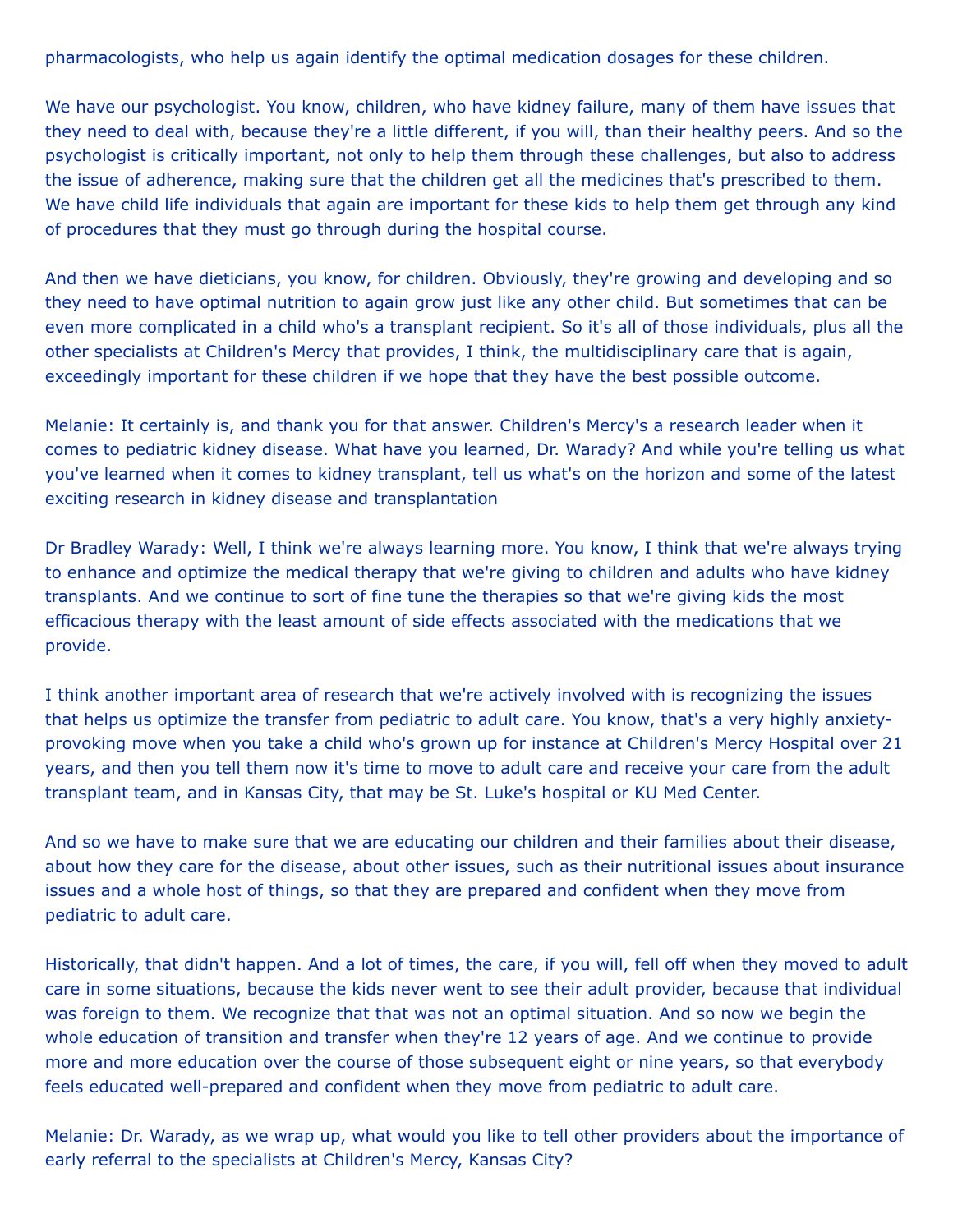pharmacologists, who help us again identify the optimal medication dosages for these children.

We have our psychologist. You know, children, who have kidney failure, many of them have issues that they need to deal with, because they're a little different, if you will, than their healthy peers. And so the psychologist is critically important, not only to help them through these challenges, but also to address the issue of adherence, making sure that the children get all the medicines that's prescribed to them. We have child life individuals that again are important for these kids to help them get through any kind of procedures that they must go through during the hospital course.

And then we have dieticians, you know, for children. Obviously, they're growing and developing and so they need to have optimal nutrition to again grow just like any other child. But sometimes that can be even more complicated in a child who's a transplant recipient. So it's all of those individuals, plus all the other specialists at Children's Mercy that provides, I think, the multidisciplinary care that is again, exceedingly important for these children if we hope that they have the best possible outcome.

Melanie: It certainly is, and thank you for that answer. Children's Mercy's a research leader when it comes to pediatric kidney disease. What have you learned, Dr. Warady? And while you're telling us what you've learned when it comes to kidney transplant, tell us what's on the horizon and some of the latest exciting research in kidney disease and transplantation

Dr Bradley Warady: Well, I think we're always learning more. You know, I think that we're always trying to enhance and optimize the medical therapy that we're giving to children and adults who have kidney transplants. And we continue to sort of fine tune the therapies so that we're giving kids the most efficacious therapy with the least amount of side effects associated with the medications that we provide.

I think another important area of research that we're actively involved with is recognizing the issues that helps us optimize the transfer from pediatric to adult care. You know, that's a very highly anxiety-provoking move when you take a child who's grown up for instance at Children's Mercy Hospital over 21 years, and then you tell them now it's time to move to adult care and receive your care from the adult transplant team, and in Kansas City, that may be St. Luke's hospital or KU Med Center.

And so we have to make sure that we are educating our children and their families about their disease, about how they care for the disease, about other issues, such as their nutritional issues about insurance issues and a whole host of things, so that they are prepared and confident when they move from pediatric to adult care.

Historically, that didn't happen. And a lot of times, the care, if you will, fell off when they moved to adult care in some situations, because the kids never went to see their adult provider, because that individual was foreign to them. We recognize that that was not an optimal situation. And so now we begin the whole education of transition and transfer when they're 12 years of age. And we continue to provide more and more education over the course of those subsequent eight or nine years, so that everybody feels educated well-prepared and confident when they move from pediatric to adult care.

Melanie: Dr. Warady, as we wrap up, what would you like to tell other providers about the importance of early referral to the specialists at Children's Mercy, Kansas City?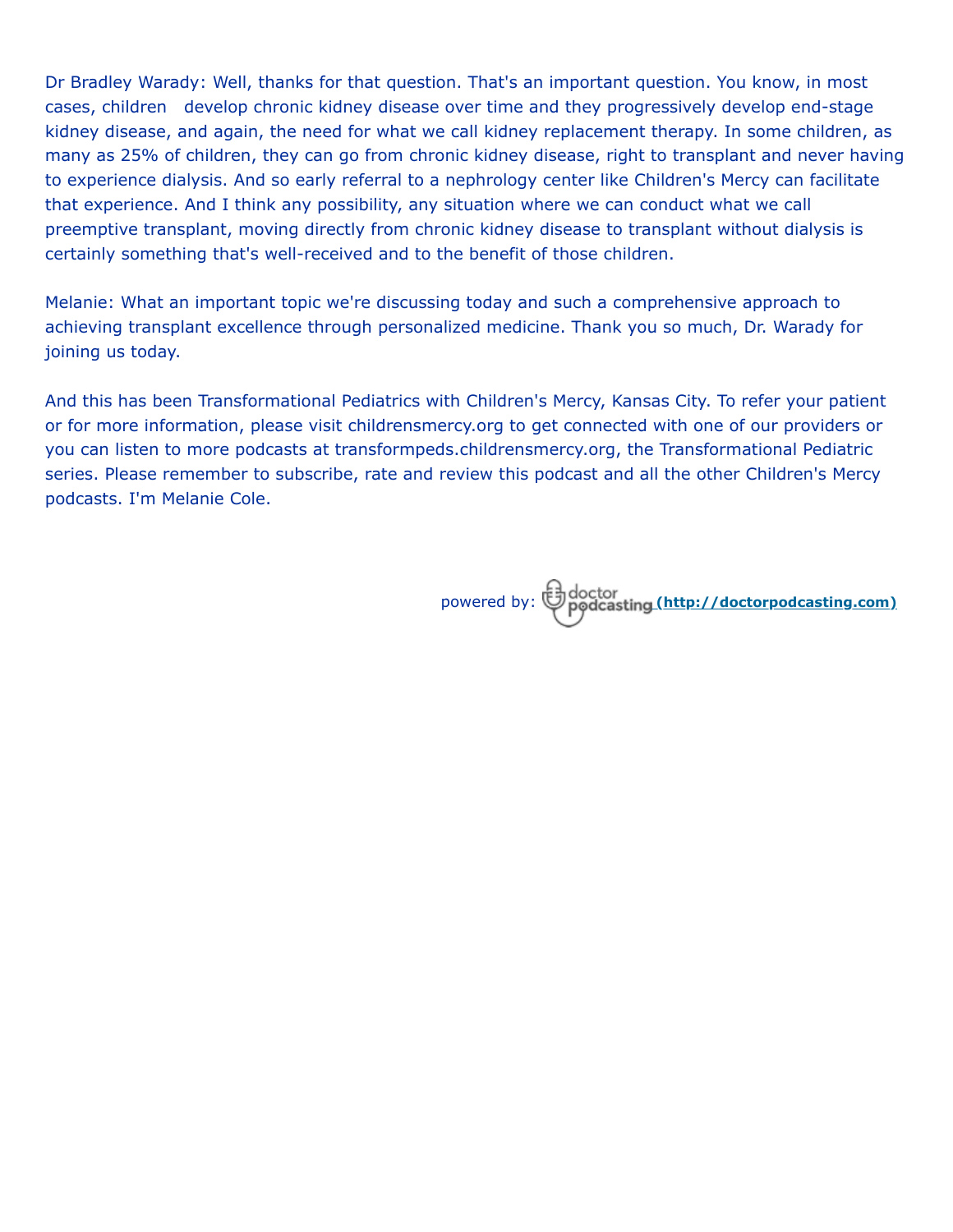Dr Bradley Warady: Well, thanks for that question. That's an important question. You know, in most cases, children develop chronic kidney disease over time and they progressively develop end-stage kidney disease, and again, the need for what we call kidney replacement therapy. In some children, as many as 25% of children, they can go from chronic kidney disease, right to transplant and never having to experience dialysis. And so early referral to a nephrology center like Children's Mercy can facilitate that experience. And I think any possibility, any situation where we can conduct what we call preemptive transplant, moving directly from chronic kidney disease to transplant without dialysis is certainly something that's well-received and to the benefit of those children.

Melanie: What an important topic we're discussing today and such a comprehensive approach to achieving transplant excellence through personalized medicine. Thank you so much, Dr. Warady for joining us today.

And this has been Transformational Pediatrics with Children's Mercy, Kansas City. To refer your patient or for more information, please visit childrensmercy.org to get connected with one of our providers or you can listen to more podcasts at transformpeds.childrensmercy.org, the Transformational Pediatric series. Please remember to subscribe, rate and review this podcast and all the other Children's Mercy podcasts. I'm Melanie Cole.

powered by: doctor podcasting (http://doctorpodcasting.com)